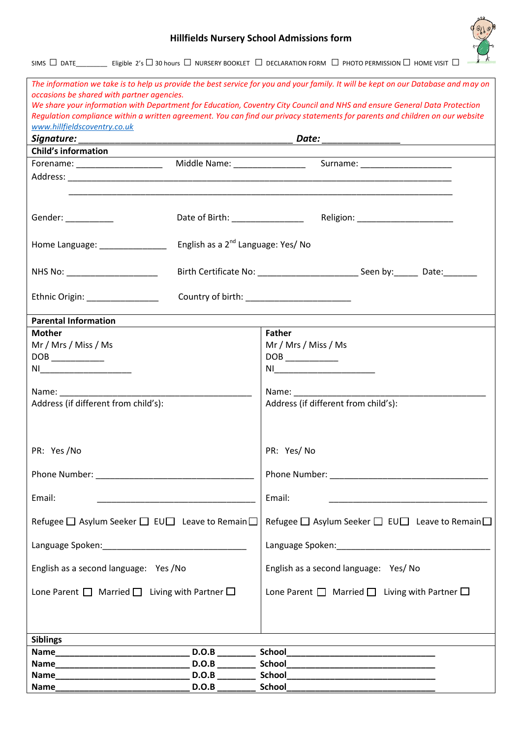# Hillfields Nursery School Admissions form

SIMS ☐ DATE________ Eligible 2's ☐ 30 hours ☐ NURSERY BOOKLET ☐ DECLARATION FORM ☐ PHOTO PERMISSION ☐ HOME VISIT ☐

*The information we take is to help us provide the best service for you and your family. It will be kept on our Database and may on occasions be shared with partner agencies.*
*We share your information with Department for Education, Coventry City Council and NHS and ensure General Data Protection Regulation compliance within a written agreement. You can find our privacy statements for parents and children on our website [www.hillfieldscoventry.co.uk](http://www.hillfieldscoventry.co.uk)*

***Signature:*** ________________________________________ ***Date:*** _______________

**Child's information**

Forename: __________________ Middle Name: _______________ Surname: ___________________

Address: ________________________________________________________________________________

________________________________________________________________________________

Gender: __________ Date of Birth: _______________ Religion: ____________________

Home Language: ______________ English as a 2nd Language: Yes/ No

NHS No: ___________________ Birth Certificate No: _____________________ Seen by:_____ Date:_______

Ethnic Origin: _______________ Country of birth: ______________________

**Parental Information**

| **Mother** | **Father** |
|---|---|
| Mr / Mrs / Miss / Ms | Mr / Mrs / Miss / Ms |
| DOB __________ | DOB __________ |
| NI___________________ | NI_____________________ |
| Name: ________________________________________ | Name: ________________________________________ |
| Address (if different from child's): | Address (if different from child's): |
| PR: Yes /No | PR: Yes/ No |
| Phone Number: ________________________________ | Phone Number: ________________________________ |
| Email: ______________________________ | Email: ______________________________ |
| Refugee ☐ Asylum Seeker ☐ EU☐ Leave to Remain ☐ | Refugee ☐ Asylum Seeker ☐ EU☐ Leave to Remain ☐ |
| Language Spoken:_____________________________ | Language Spoken:_______________________________ |
| English as a second language: Yes /No | English as a second language: Yes/ No |
| Lone Parent ☐ Married ☐ Living with Partner ☐ | Lone Parent ☐ Married ☐ Living with Partner ☐ |

**Siblings**

**Name**__________________________ **D.O.B** ________ **School**______________________________

**Name**__________________________ **D.O.B** ________ **School**______________________________

**Name**__________________________ **D.O.B** ________ **School**______________________________

**Name**__________________________ **D.O.B** ________ **School**______________________________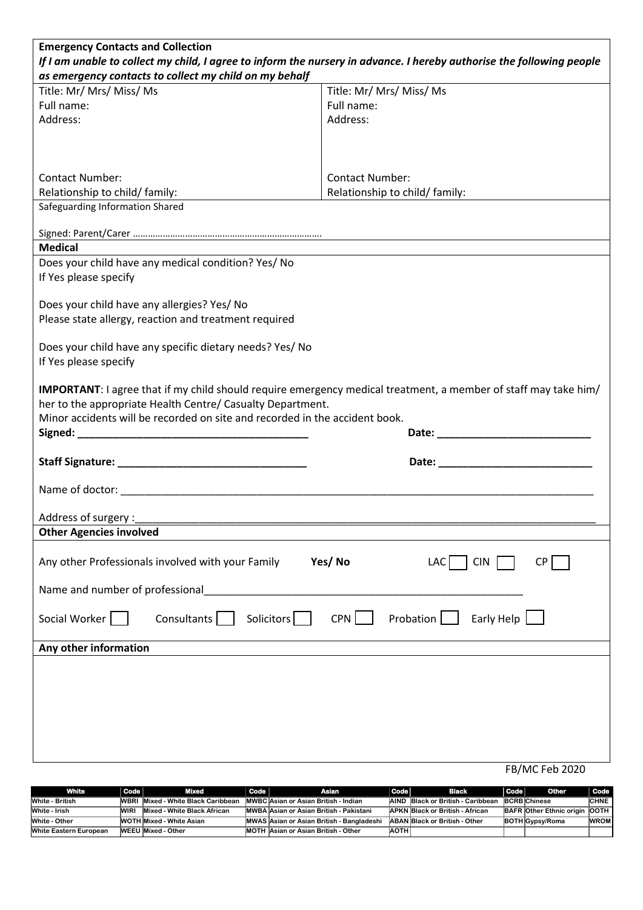**Emergency Contacts and Collection**

***If I am unable to collect my child, I agree to inform the nursery in advance. I hereby authorise the following people as emergency contacts to collect my child on my behalf***

| | |
|---|---|
| Title: Mr/ Mrs/ Miss/ Ms<br>Full name:<br>Address:<br><br>Contact Number:<br>Relationship to child/ family: | Title: Mr/ Mrs/ Miss/ Ms<br>Full name:<br>Address:<br><br>Contact Number:<br>Relationship to child/ family: |

Safeguarding Information Shared

Signed: Parent/Carer …………………………………………………………….

**Medical**

Does your child have any medical condition? Yes/ No

If Yes please specify

Does your child have any allergies? Yes/ No

Please state allergy, reaction and treatment required

Does your child have any specific dietary needs? Yes/ No

If Yes please specify

**IMPORTANT**: I agree that if my child should require emergency medical treatment, a member of staff may take him/ her to the appropriate Health Centre/ Casualty Department.

Minor accidents will be recorded on site and recorded in the accident book.

**Signed: _______________________________________** **Date: __________________________**

**Staff Signature: _______________________________** **Date: __________________________**

Name of doctor: ___________________________________________________________________________________

Address of surgery :_________________________________________________________________________________

**Other Agencies involved**

Any other Professionals involved with your Family **Yes/ No** LAC ☐ CIN ☐ CP ☐

Name and number of professional_______________________________________________________

Social Worker ☐ Consultants ☐ Solicitors ☐ CPN ☐ Probation ☐ Early Help ☐

**Any other information**

FB/MC Feb 2020

| White | Code | Mixed | Code | Asian | Code | Black | Code | Other | Code |
|---|---|---|---|---|---|---|---|---|---|
| White - British | WBRI | Mixed - White Black Caribbean | MWBC | Asian or Asian British - Indian | AIND | Black or British - Caribbean | BCRB | Chinese | CHNE |
| White - Irish | WIRI | Mixed - White Black African | MWBA | Asian or Asian British - Pakistani | APKN | Black or British - African | BAFR | Other Ethnic origin | OOTH |
| White - Other | WOTH | Mixed - White Asian | MWAS | Asian or Asian British - Bangladeshi | ABAN | Black or British - Other | BOTH | Gypsy/Roma | WROM |
| White Eastern European | WEEU | Mixed - Other | MOTH | Asian or Asian British - Other | AOTH | | | | |